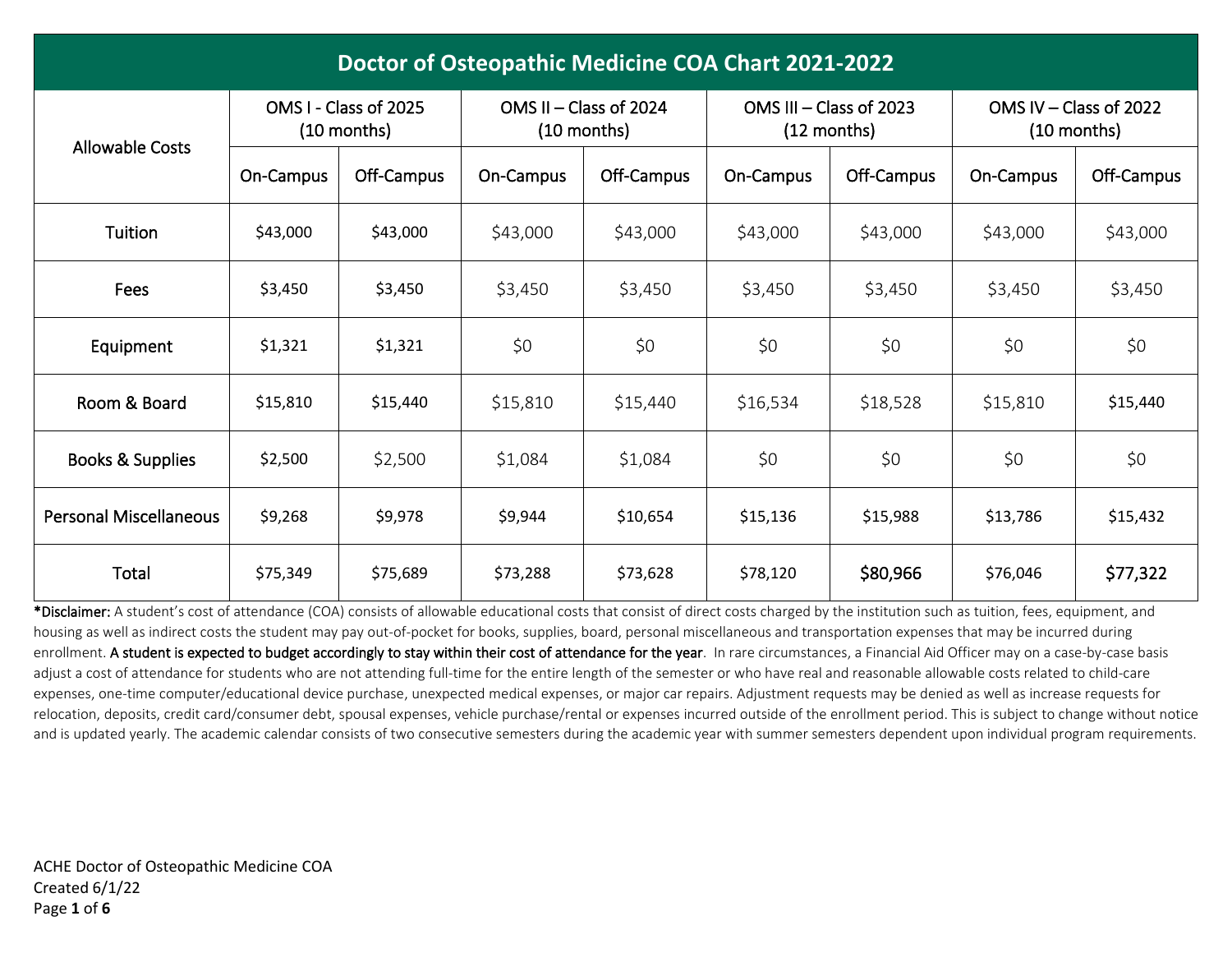# Doctor of Osteopathic Medicine COA Chart 2021-2022

| Allowable Costs | OMS I - Class of 2025 (10 months) | | OMS II – Class of 2024 (10 months) | | OMS III – Class of 2023 (12 months) | | OMS IV – Class of 2022 (10 months) | |
|---|---|---|---|---|---|---|---|---|
| | On-Campus | Off-Campus | On-Campus | Off-Campus | On-Campus | Off-Campus | On-Campus | Off-Campus |
| Tuition | $43,000 | $43,000 | $43,000 | $43,000 | $43,000 | $43,000 | $43,000 | $43,000 |
| Fees | $3,450 | $3,450 | $3,450 | $3,450 | $3,450 | $3,450 | $3,450 | $3,450 |
| Equipment | $1,321 | $1,321 | $0 | $0 | $0 | $0 | $0 | $0 |
| Room & Board | $15,810 | $15,440 | $15,810 | $15,440 | $16,534 | $18,528 | $15,810 | $15,440 |
| Books & Supplies | $2,500 | $2,500 | $1,084 | $1,084 | $0 | $0 | $0 | $0 |
| Personal Miscellaneous | $9,268 | $9,978 | $9,944 | $10,654 | $15,136 | $15,988 | $13,786 | $15,432 |
| Total | $75,349 | $75,689 | $73,288 | $73,628 | $78,120 | $80,966 | $76,046 | $77,322 |

**\*Disclaimer:** A student's cost of attendance (COA) consists of allowable educational costs that consist of direct costs charged by the institution such as tuition, fees, equipment, and housing as well as indirect costs the student may pay out-of-pocket for books, supplies, board, personal miscellaneous and transportation expenses that may be incurred during enrollment. **A student is expected to budget accordingly to stay within their cost of attendance for the year**. In rare circumstances, a Financial Aid Officer may on a case-by-case basis adjust a cost of attendance for students who are not attending full-time for the entire length of the semester or who have real and reasonable allowable costs related to child-care expenses, one-time computer/educational device purchase, unexpected medical expenses, or major car repairs. Adjustment requests may be denied as well as increase requests for relocation, deposits, credit card/consumer debt, spousal expenses, vehicle purchase/rental or expenses incurred outside of the enrollment period. This is subject to change without notice and is updated yearly. The academic calendar consists of two consecutive semesters during the academic year with summer semesters dependent upon individual program requirements.

ACHE Doctor of Osteopathic Medicine COA
Created 6/1/22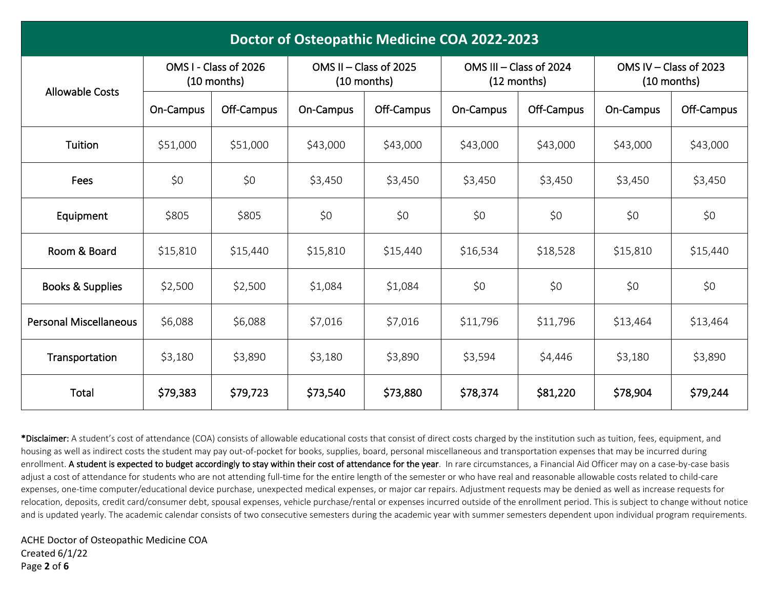# Doctor of Osteopathic Medicine COA 2022-2023

| Allowable Costs | OMS I - Class of 2026 (10 months) | | OMS II – Class of 2025 (10 months) | | OMS III – Class of 2024 (12 months) | | OMS IV – Class of 2023 (10 months) | |
|---|---|---|---|---|---|---|---|---|
| | On-Campus | Off-Campus | On-Campus | Off-Campus | On-Campus | Off-Campus | On-Campus | Off-Campus |
| Tuition | $51,000 | $51,000 | $43,000 | $43,000 | $43,000 | $43,000 | $43,000 | $43,000 |
| Fees | $0 | $0 | $3,450 | $3,450 | $3,450 | $3,450 | $3,450 | $3,450 |
| Equipment | $805 | $805 | $0 | $0 | $0 | $0 | $0 | $0 |
| Room & Board | $15,810 | $15,440 | $15,810 | $15,440 | $16,534 | $18,528 | $15,810 | $15,440 |
| Books & Supplies | $2,500 | $2,500 | $1,084 | $1,084 | $0 | $0 | $0 | $0 |
| Personal Miscellaneous | $6,088 | $6,088 | $7,016 | $7,016 | $11,796 | $11,796 | $13,464 | $13,464 |
| Transportation | $3,180 | $3,890 | $3,180 | $3,890 | $3,594 | $4,446 | $3,180 | $3,890 |
| Total | **$79,383** | **$79,723** | **$73,540** | **$73,880** | **$78,374** | **$81,220** | **$78,904** | **$79,244** |

***Disclaimer:** A student's cost of attendance (COA) consists of allowable educational costs that consist of direct costs charged by the institution such as tuition, fees, equipment, and housing as well as indirect costs the student may pay out-of-pocket for books, supplies, board, personal miscellaneous and transportation expenses that may be incurred during enrollment. **A student is expected to budget accordingly to stay within their cost of attendance for the year**. In rare circumstances, a Financial Aid Officer may on a case-by-case basis adjust a cost of attendance for students who are not attending full-time for the entire length of the semester or who have real and reasonable allowable costs related to child-care expenses, one-time computer/educational device purchase, unexpected medical expenses, or major car repairs. Adjustment requests may be denied as well as increase requests for relocation, deposits, credit card/consumer debt, spousal expenses, vehicle purchase/rental or expenses incurred outside of the enrollment period. This is subject to change without notice and is updated yearly. The academic calendar consists of two consecutive semesters during the academic year with summer semesters dependent upon individual program requirements.

ACHE Doctor of Osteopathic Medicine COA
Created 6/1/22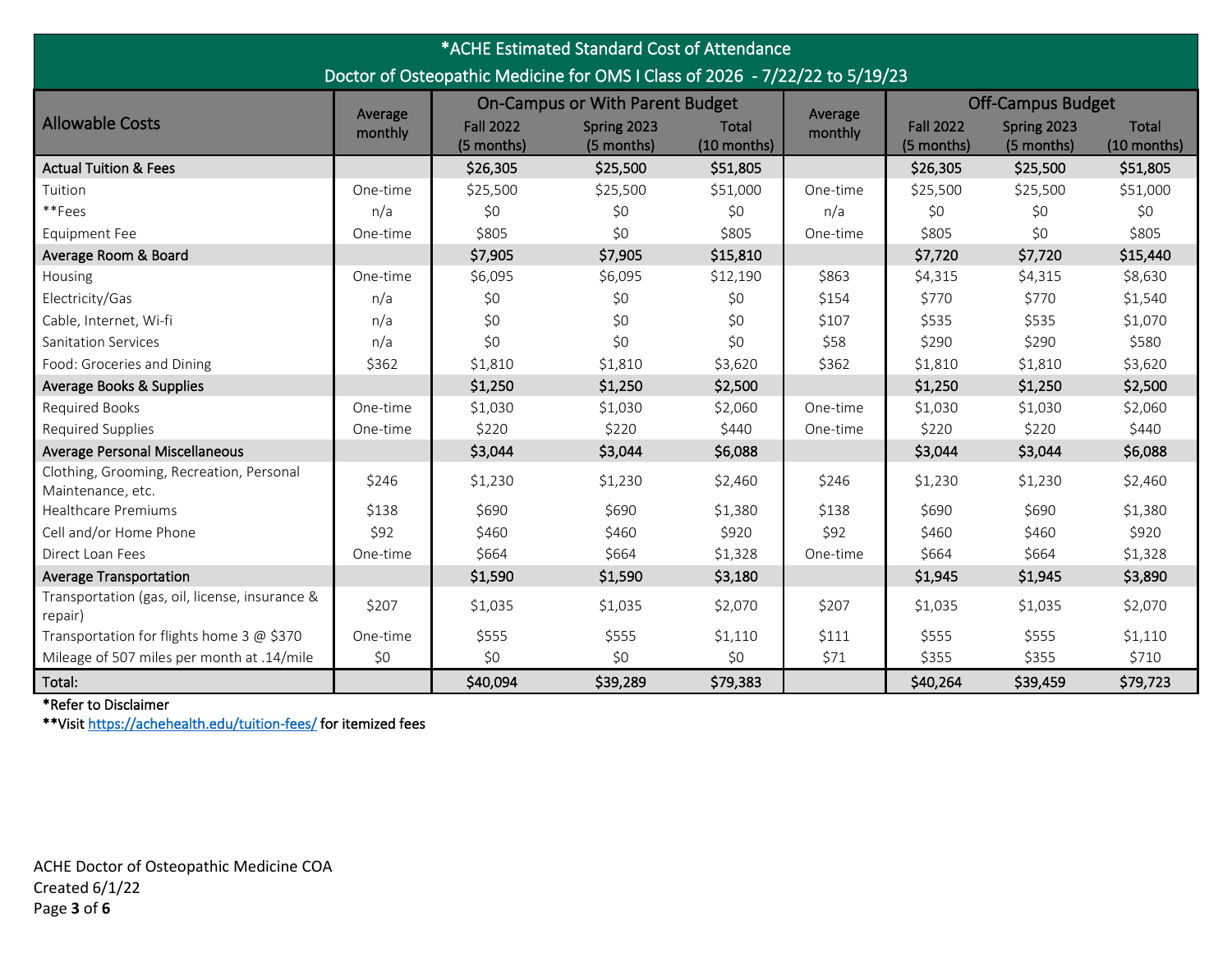| *ACHE Estimated Standard Cost of Attendance<br>Doctor of Osteopathic Medicine for OMS I Class of 2026 - 7/22/22 to 5/19/23 | | | | | | | | |
|---|---|---|---|---|---|---|---|---|
| Allowable Costs | Average monthly | On-Campus or With Parent Budget | | | Average monthly | Off-Campus Budget | | |
| | | Fall 2022 (5 months) | Spring 2023 (5 months) | Total (10 months) | | Fall 2022 (5 months) | Spring 2023 (5 months) | Total (10 months) |
| **Actual Tuition & Fees** | | **$26,305** | **$25,500** | **$51,805** | | **$26,305** | **$25,500** | **$51,805** |
| Tuition | One-time | $25,500 | $25,500 | $51,000 | One-time | $25,500 | $25,500 | $51,000 |
| **Fees | n/a | $0 | $0 | $0 | n/a | $0 | $0 | $0 |
| Equipment Fee | One-time | $805 | $0 | $805 | One-time | $805 | $0 | $805 |
| **Average Room & Board** | | **$7,905** | **$7,905** | **$15,810** | | **$7,720** | **$7,720** | **$15,440** |
| Housing | One-time | $6,095 | $6,095 | $12,190 | $863 | $4,315 | $4,315 | $8,630 |
| Electricity/Gas | n/a | $0 | $0 | $0 | $154 | $770 | $770 | $1,540 |
| Cable, Internet, Wi-fi | n/a | $0 | $0 | $0 | $107 | $535 | $535 | $1,070 |
| Sanitation Services | n/a | $0 | $0 | $0 | $58 | $290 | $290 | $580 |
| Food: Groceries and Dining | $362 | $1,810 | $1,810 | $3,620 | $362 | $1,810 | $1,810 | $3,620 |
| **Average Books & Supplies** | | **$1,250** | **$1,250** | **$2,500** | | **$1,250** | **$1,250** | **$2,500** |
| Required Books | One-time | $1,030 | $1,030 | $2,060 | One-time | $1,030 | $1,030 | $2,060 |
| Required Supplies | One-time | $220 | $220 | $440 | One-time | $220 | $220 | $440 |
| **Average Personal Miscellaneous** | | **$3,044** | **$3,044** | **$6,088** | | **$3,044** | **$3,044** | **$6,088** |
| Clothing, Grooming, Recreation, Personal Maintenance, etc. | $246 | $1,230 | $1,230 | $2,460 | $246 | $1,230 | $1,230 | $2,460 |
| Healthcare Premiums | $138 | $690 | $690 | $1,380 | $138 | $690 | $690 | $1,380 |
| Cell and/or Home Phone | $92 | $460 | $460 | $920 | $92 | $460 | $460 | $920 |
| Direct Loan Fees | One-time | $664 | $664 | $1,328 | One-time | $664 | $664 | $1,328 |
| **Average Transportation** | | **$1,590** | **$1,590** | **$3,180** | | **$1,945** | **$1,945** | **$3,890** |
| Transportation (gas, oil, license, insurance & repair) | $207 | $1,035 | $1,035 | $2,070 | $207 | $1,035 | $1,035 | $2,070 |
| Transportation for flights home 3 @ $370 | One-time | $555 | $555 | $1,110 | $111 | $555 | $555 | $1,110 |
| Mileage of 507 miles per month at .14/mile | $0 | $0 | $0 | $0 | $71 | $355 | $355 | $710 |
| **Total:** | | **$40,094** | **$39,289** | **$79,383** | | **$40,264** | **$39,459** | **$79,723** |

**\*Refer to Disclaimer**

**\*\*Visit https://achehealth.edu/tuition-fees/ for itemized fees**

ACHE Doctor of Osteopathic Medicine COA
Created 6/1/22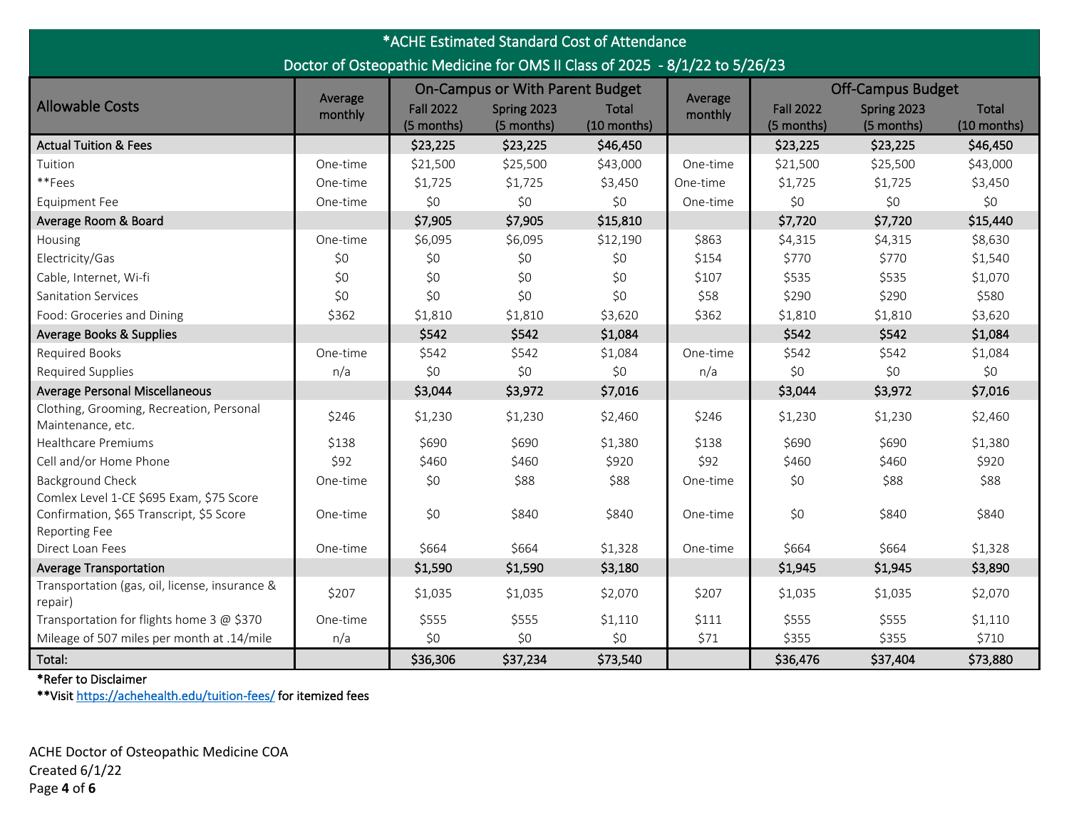| *ACHE Estimated Standard Cost of Attendance<br>Doctor of Osteopathic Medicine for OMS II Class of 2025 - 8/1/22 to 5/26/23 | | | | | | | | |
|---|---|---|---|---|---|---|---|---|
| Allowable Costs | Average monthly | On-Campus or With Parent Budget | | | Average monthly | Off-Campus Budget | | |
| | | Fall 2022 (5 months) | Spring 2023 (5 months) | Total (10 months) | | Fall 2022 (5 months) | Spring 2023 (5 months) | Total (10 months) |
| **Actual Tuition & Fees** | | **$23,225** | **$23,225** | **$46,450** | | **$23,225** | **$23,225** | **$46,450** |
| Tuition | One-time | $21,500 | $25,500 | $43,000 | One-time | $21,500 | $25,500 | $43,000 |
| **Fees | One-time | $1,725 | $1,725 | $3,450 | One-time | $1,725 | $1,725 | $3,450 |
| Equipment Fee | One-time | $0 | $0 | $0 | One-time | $0 | $0 | $0 |
| **Average Room & Board** | | **$7,905** | **$7,905** | **$15,810** | | **$7,720** | **$7,720** | **$15,440** |
| Housing | One-time | $6,095 | $6,095 | $12,190 | $863 | $4,315 | $4,315 | $8,630 |
| Electricity/Gas | $0 | $0 | $0 | $0 | $154 | $770 | $770 | $1,540 |
| Cable, Internet, Wi-fi | $0 | $0 | $0 | $0 | $107 | $535 | $535 | $1,070 |
| Sanitation Services | $0 | $0 | $0 | $0 | $58 | $290 | $290 | $580 |
| Food: Groceries and Dining | $362 | $1,810 | $1,810 | $3,620 | $362 | $1,810 | $1,810 | $3,620 |
| **Average Books & Supplies** | | **$542** | **$542** | **$1,084** | | **$542** | **$542** | **$1,084** |
| Required Books | One-time | $542 | $542 | $1,084 | One-time | $542 | $542 | $1,084 |
| Required Supplies | n/a | $0 | $0 | $0 | n/a | $0 | $0 | $0 |
| **Average Personal Miscellaneous** | | **$3,044** | **$3,972** | **$7,016** | | **$3,044** | **$3,972** | **$7,016** |
| Clothing, Grooming, Recreation, Personal Maintenance, etc. | $246 | $1,230 | $1,230 | $2,460 | $246 | $1,230 | $1,230 | $2,460 |
| Healthcare Premiums | $138 | $690 | $690 | $1,380 | $138 | $690 | $690 | $1,380 |
| Cell and/or Home Phone | $92 | $460 | $460 | $920 | $92 | $460 | $460 | $920 |
| Background Check | One-time | $0 | $88 | $88 | One-time | $0 | $88 | $88 |
| Comlex Level 1-CE $695 Exam, $75 Score Confirmation, $65 Transcript, $5 Score Reporting Fee | One-time | $0 | $840 | $840 | One-time | $0 | $840 | $840 |
| Direct Loan Fees | One-time | $664 | $664 | $1,328 | One-time | $664 | $664 | $1,328 |
| **Average Transportation** | | **$1,590** | **$1,590** | **$3,180** | | **$1,945** | **$1,945** | **$3,890** |
| Transportation (gas, oil, license, insurance & repair) | $207 | $1,035 | $1,035 | $2,070 | $207 | $1,035 | $1,035 | $2,070 |
| Transportation for flights home 3 @ $370 | One-time | $555 | $555 | $1,110 | $111 | $555 | $555 | $1,110 |
| Mileage of 507 miles per month at .14/mile | n/a | $0 | $0 | $0 | $71 | $355 | $355 | $710 |
| **Total:** | | **$36,306** | **$37,234** | **$73,540** | | **$36,476** | **$37,404** | **$73,880** |

***Refer to Disclaimer**

****Visit [https://achehealth.edu/tuition-fees/](https://achehealth.edu/tuition-fees/) for itemized fees**

ACHE Doctor of Osteopathic Medicine COA
Created 6/1/22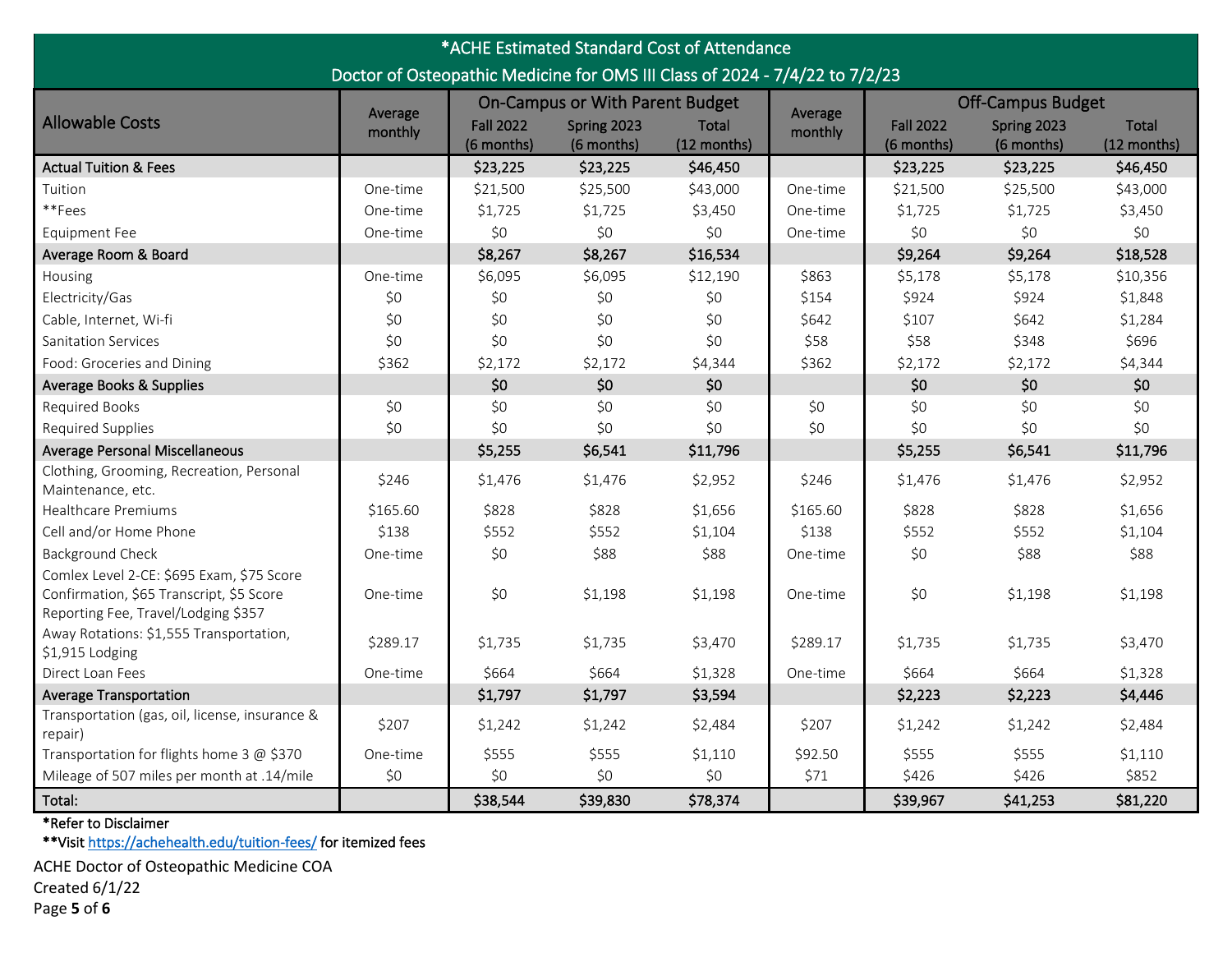| *ACHE Estimated Standard Cost of Attendance<br>Doctor of Osteopathic Medicine for OMS III Class of 2024 - 7/4/22 to 7/2/23 | | | | | | | | |
|---|---|---|---|---|---|---|---|---|
| Allowable Costs | Average monthly | On-Campus or With Parent Budget | | | Average monthly | Off-Campus Budget | | |
| | | Fall 2022 (6 months) | Spring 2023 (6 months) | Total (12 months) | | Fall 2022 (6 months) | Spring 2023 (6 months) | Total (12 months) |
| **Actual Tuition & Fees** | | **$23,225** | **$23,225** | **$46,450** | | **$23,225** | **$23,225** | **$46,450** |
| Tuition | One-time | $21,500 | $25,500 | $43,000 | One-time | $21,500 | $25,500 | $43,000 |
| **Fees | One-time | $1,725 | $1,725 | $3,450 | One-time | $1,725 | $1,725 | $3,450 |
| Equipment Fee | One-time | $0 | $0 | $0 | One-time | $0 | $0 | $0 |
| **Average Room & Board** | | **$8,267** | **$8,267** | **$16,534** | | **$9,264** | **$9,264** | **$18,528** |
| Housing | One-time | $6,095 | $6,095 | $12,190 | $863 | $5,178 | $5,178 | $10,356 |
| Electricity/Gas | $0 | $0 | $0 | $0 | $154 | $924 | $924 | $1,848 |
| Cable, Internet, Wi-fi | $0 | $0 | $0 | $0 | $642 | $107 | $642 | $1,284 |
| Sanitation Services | $0 | $0 | $0 | $0 | $58 | $58 | $348 | $696 |
| Food: Groceries and Dining | $362 | $2,172 | $2,172 | $4,344 | $362 | $2,172 | $2,172 | $4,344 |
| **Average Books & Supplies** | | **$0** | **$0** | **$0** | | **$0** | **$0** | **$0** |
| Required Books | $0 | $0 | $0 | $0 | $0 | $0 | $0 | $0 |
| Required Supplies | $0 | $0 | $0 | $0 | $0 | $0 | $0 | $0 |
| **Average Personal Miscellaneous** | | **$5,255** | **$6,541** | **$11,796** | | **$5,255** | **$6,541** | **$11,796** |
| Clothing, Grooming, Recreation, Personal Maintenance, etc. | $246 | $1,476 | $1,476 | $2,952 | $246 | $1,476 | $1,476 | $2,952 |
| Healthcare Premiums | $165.60 | $828 | $828 | $1,656 | $165.60 | $828 | $828 | $1,656 |
| Cell and/or Home Phone | $138 | $552 | $552 | $1,104 | $138 | $552 | $552 | $1,104 |
| Background Check | One-time | $0 | $88 | $88 | One-time | $0 | $88 | $88 |
| Comlex Level 2-CE: $695 Exam, $75 Score Confirmation, $65 Transcript, $5 Score Reporting Fee, Travel/Lodging $357 | One-time | $0 | $1,198 | $1,198 | One-time | $0 | $1,198 | $1,198 |
| Away Rotations: $1,555 Transportation, $1,915 Lodging | $289.17 | $1,735 | $1,735 | $3,470 | $289.17 | $1,735 | $1,735 | $3,470 |
| Direct Loan Fees | One-time | $664 | $664 | $1,328 | One-time | $664 | $664 | $1,328 |
| **Average Transportation** | | **$1,797** | **$1,797** | **$3,594** | | **$2,223** | **$2,223** | **$4,446** |
| Transportation (gas, oil, license, insurance & repair) | $207 | $1,242 | $1,242 | $2,484 | $207 | $1,242 | $1,242 | $2,484 |
| Transportation for flights home 3 @ $370 | One-time | $555 | $555 | $1,110 | $92.50 | $555 | $555 | $1,110 |
| Mileage of 507 miles per month at .14/mile | $0 | $0 | $0 | $0 | $71 | $426 | $426 | $852 |
| **Total:** | | **$38,544** | **$39,830** | **$78,374** | | **$39,967** | **$41,253** | **$81,220** |

***Refer to Disclaimer**

****Visit [https://achehealth.edu/tuition-fees/](https://achehealth.edu/tuition-fees/) for itemized fees**

ACHE Doctor of Osteopathic Medicine COA
Created 6/1/22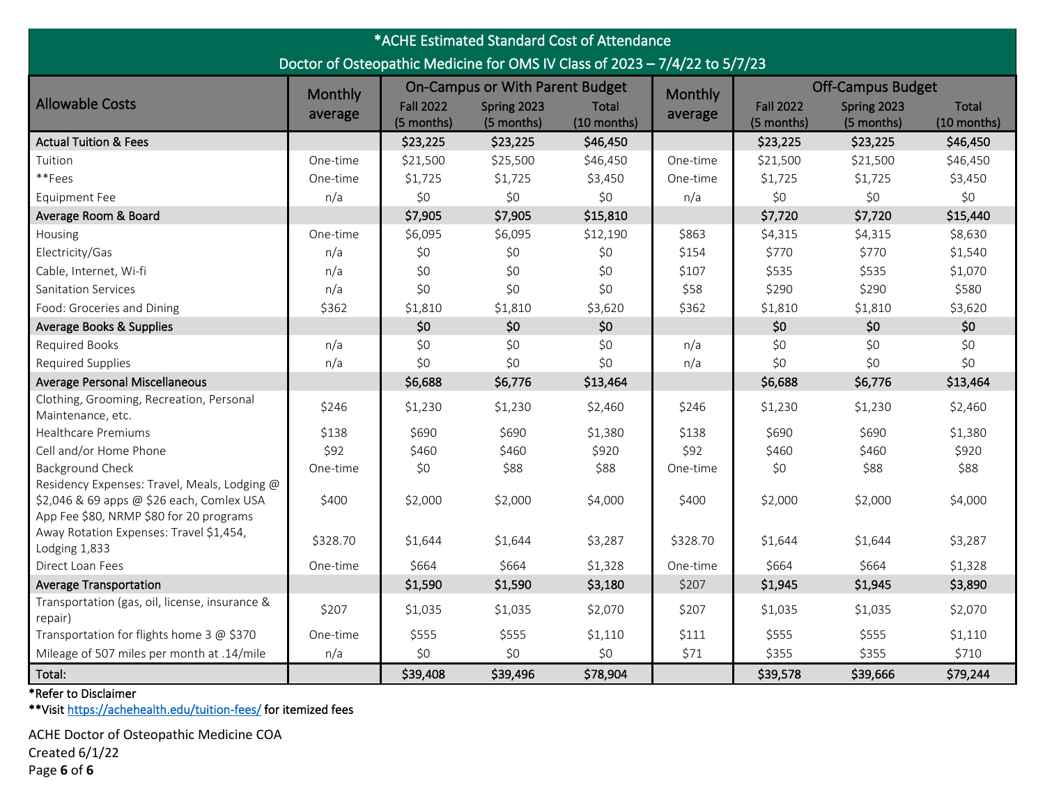| *ACHE Estimated Standard Cost of Attendance<br>Doctor of Osteopathic Medicine for OMS IV Class of 2023 – 7/4/22 to 5/7/23 | | | | | | | | |
|---|---|---|---|---|---|---|---|---|
| Allowable Costs | Monthly average | On-Campus or With Parent Budget | | | Monthly average | Off-Campus Budget | | |
| | | Fall 2022 (5 months) | Spring 2023 (5 months) | Total (10 months) | | Fall 2022 (5 months) | Spring 2023 (5 months) | Total (10 months) |
| **Actual Tuition & Fees** | | **$23,225** | **$23,225** | **$46,450** | | **$23,225** | **$23,225** | **$46,450** |
| Tuition | One-time | $21,500 | $25,500 | $46,450 | One-time | $21,500 | $21,500 | $46,450 |
| **Fees | One-time | $1,725 | $1,725 | $3,450 | One-time | $1,725 | $1,725 | $3,450 |
| Equipment Fee | n/a | $0 | $0 | $0 | n/a | $0 | $0 | $0 |
| **Average Room & Board** | | **$7,905** | **$7,905** | **$15,810** | | **$7,720** | **$7,720** | **$15,440** |
| Housing | One-time | $6,095 | $6,095 | $12,190 | $863 | $4,315 | $4,315 | $8,630 |
| Electricity/Gas | n/a | $0 | $0 | $0 | $154 | $770 | $770 | $1,540 |
| Cable, Internet, Wi-fi | n/a | $0 | $0 | $0 | $107 | $535 | $535 | $1,070 |
| Sanitation Services | n/a | $0 | $0 | $0 | $58 | $290 | $290 | $580 |
| Food: Groceries and Dining | $362 | $1,810 | $1,810 | $3,620 | $362 | $1,810 | $1,810 | $3,620 |
| **Average Books & Supplies** | | **$0** | **$0** | **$0** | | **$0** | **$0** | **$0** |
| Required Books | n/a | $0 | $0 | $0 | n/a | $0 | $0 | $0 |
| Required Supplies | n/a | $0 | $0 | $0 | n/a | $0 | $0 | $0 |
| **Average Personal Miscellaneous** | | **$6,688** | **$6,776** | **$13,464** | | **$6,688** | **$6,776** | **$13,464** |
| Clothing, Grooming, Recreation, Personal Maintenance, etc. | $246 | $1,230 | $1,230 | $2,460 | $246 | $1,230 | $1,230 | $2,460 |
| Healthcare Premiums | $138 | $690 | $690 | $1,380 | $138 | $690 | $690 | $1,380 |
| Cell and/or Home Phone | $92 | $460 | $460 | $920 | $92 | $460 | $460 | $920 |
| Background Check | One-time | $0 | $88 | $88 | One-time | $0 | $88 | $88 |
| Residency Expenses: Travel, Meals, Lodging @ $2,046 & 69 apps @ $26 each, Comlex USA App Fee $80, NRMP $80 for 20 programs | $400 | $2,000 | $2,000 | $4,000 | $400 | $2,000 | $2,000 | $4,000 |
| Away Rotation Expenses: Travel $1,454, Lodging 1,833 | $328.70 | $1,644 | $1,644 | $3,287 | $328.70 | $1,644 | $1,644 | $3,287 |
| Direct Loan Fees | One-time | $664 | $664 | $1,328 | One-time | $664 | $664 | $1,328 |
| **Average Transportation** | | **$1,590** | **$1,590** | **$3,180** | $207 | **$1,945** | **$1,945** | **$3,890** |
| Transportation (gas, oil, license, insurance & repair) | $207 | $1,035 | $1,035 | $2,070 | $207 | $1,035 | $1,035 | $2,070 |
| Transportation for flights home 3 @ $370 | One-time | $555 | $555 | $1,110 | $111 | $555 | $555 | $1,110 |
| Mileage of 507 miles per month at .14/mile | n/a | $0 | $0 | $0 | $71 | $355 | $355 | $710 |
| **Total:** | | **$39,408** | **$39,496** | **$78,904** | | **$39,578** | **$39,666** | **$79,244** |

***Refer to Disclaimer**

****Visit https://achehealth.edu/tuition-fees/ for itemized fees**

ACHE Doctor of Osteopathic Medicine COA
Created 6/1/22